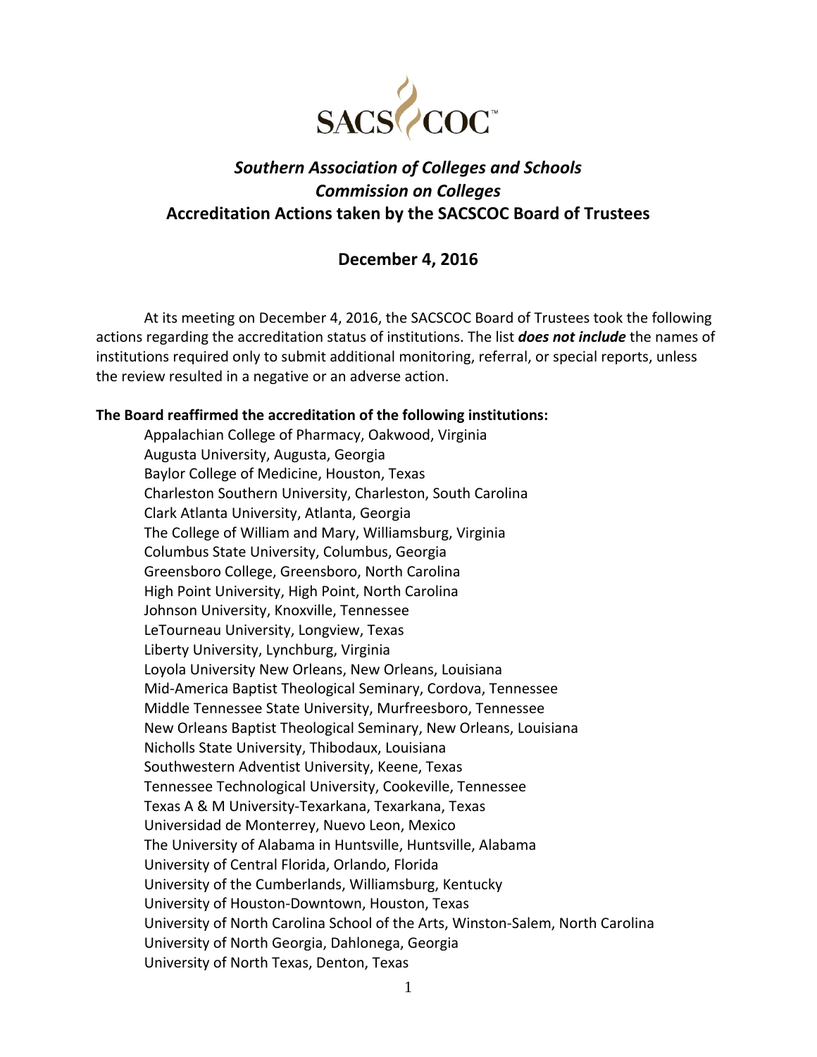# *Southern Association of Colleges and Schools*
# *Commission on Colleges*
# Accreditation Actions taken by the SACSCOC Board of Trustees

## December 4, 2016

At its meeting on December 4, 2016, the SACSCOC Board of Trustees took the following actions regarding the accreditation status of institutions. The list ***does not include*** the names of institutions required only to submit additional monitoring, referral, or special reports, unless the review resulted in a negative or an adverse action.

**The Board reaffirmed the accreditation of the following institutions:**

Appalachian College of Pharmacy, Oakwood, Virginia
Augusta University, Augusta, Georgia
Baylor College of Medicine, Houston, Texas
Charleston Southern University, Charleston, South Carolina
Clark Atlanta University, Atlanta, Georgia
The College of William and Mary, Williamsburg, Virginia
Columbus State University, Columbus, Georgia
Greensboro College, Greensboro, North Carolina
High Point University, High Point, North Carolina
Johnson University, Knoxville, Tennessee
LeTourneau University, Longview, Texas
Liberty University, Lynchburg, Virginia
Loyola University New Orleans, New Orleans, Louisiana
Mid-America Baptist Theological Seminary, Cordova, Tennessee
Middle Tennessee State University, Murfreesboro, Tennessee
New Orleans Baptist Theological Seminary, New Orleans, Louisiana
Nicholls State University, Thibodaux, Louisiana
Southwestern Adventist University, Keene, Texas
Tennessee Technological University, Cookeville, Tennessee
Texas A & M University-Texarkana, Texarkana, Texas
Universidad de Monterrey, Nuevo Leon, Mexico
The University of Alabama in Huntsville, Huntsville, Alabama
University of Central Florida, Orlando, Florida
University of the Cumberlands, Williamsburg, Kentucky
University of Houston-Downtown, Houston, Texas
University of North Carolina School of the Arts, Winston-Salem, North Carolina
University of North Georgia, Dahlonega, Georgia
University of North Texas, Denton, Texas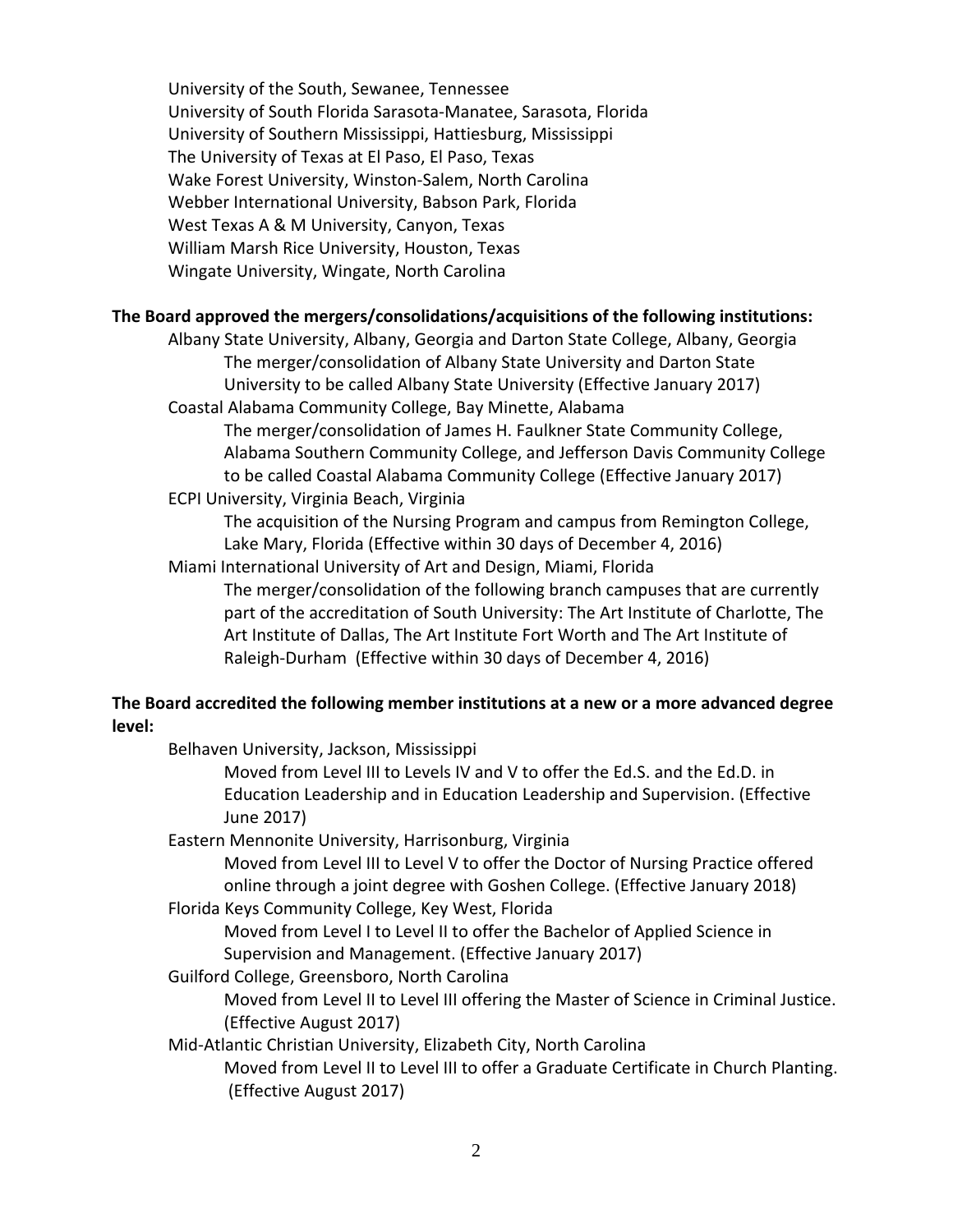University of the South, Sewanee, Tennessee
University of South Florida Sarasota-Manatee, Sarasota, Florida
University of Southern Mississippi, Hattiesburg, Mississippi
The University of Texas at El Paso, El Paso, Texas
Wake Forest University, Winston-Salem, North Carolina
Webber International University, Babson Park, Florida
West Texas A & M University, Canyon, Texas
William Marsh Rice University, Houston, Texas
Wingate University, Wingate, North Carolina

**The Board approved the mergers/consolidations/acquisitions of the following institutions:**

Albany State University, Albany, Georgia and Darton State College, Albany, Georgia
The merger/consolidation of Albany State University and Darton State University to be called Albany State University (Effective January 2017)

Coastal Alabama Community College, Bay Minette, Alabama
The merger/consolidation of James H. Faulkner State Community College, Alabama Southern Community College, and Jefferson Davis Community College to be called Coastal Alabama Community College (Effective January 2017)

ECPI University, Virginia Beach, Virginia
The acquisition of the Nursing Program and campus from Remington College, Lake Mary, Florida (Effective within 30 days of December 4, 2016)

Miami International University of Art and Design, Miami, Florida
The merger/consolidation of the following branch campuses that are currently part of the accreditation of South University: The Art Institute of Charlotte, The Art Institute of Dallas, The Art Institute Fort Worth and The Art Institute of Raleigh-Durham (Effective within 30 days of December 4, 2016)

**The Board accredited the following member institutions at a new or a more advanced degree level:**

Belhaven University, Jackson, Mississippi
Moved from Level III to Levels IV and V to offer the Ed.S. and the Ed.D. in Education Leadership and in Education Leadership and Supervision. (Effective June 2017)

Eastern Mennonite University, Harrisonburg, Virginia
Moved from Level III to Level V to offer the Doctor of Nursing Practice offered online through a joint degree with Goshen College. (Effective January 2018)

Florida Keys Community College, Key West, Florida
Moved from Level I to Level II to offer the Bachelor of Applied Science in Supervision and Management. (Effective January 2017)

Guilford College, Greensboro, North Carolina
Moved from Level II to Level III offering the Master of Science in Criminal Justice. (Effective August 2017)

Mid-Atlantic Christian University, Elizabeth City, North Carolina
Moved from Level II to Level III to offer a Graduate Certificate in Church Planting. (Effective August 2017)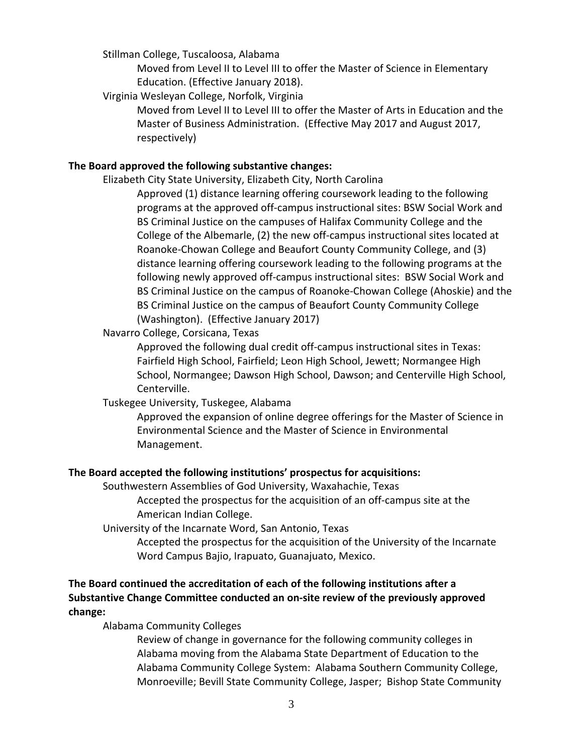Stillman College, Tuscaloosa, Alabama

Moved from Level II to Level III to offer the Master of Science in Elementary Education. (Effective January 2018).

Virginia Wesleyan College, Norfolk, Virginia

Moved from Level II to Level III to offer the Master of Arts in Education and the Master of Business Administration. (Effective May 2017 and August 2017, respectively)

**The Board approved the following substantive changes:**

Elizabeth City State University, Elizabeth City, North Carolina

Approved (1) distance learning offering coursework leading to the following programs at the approved off-campus instructional sites: BSW Social Work and BS Criminal Justice on the campuses of Halifax Community College and the College of the Albemarle, (2) the new off-campus instructional sites located at Roanoke-Chowan College and Beaufort County Community College, and (3) distance learning offering coursework leading to the following programs at the following newly approved off-campus instructional sites: BSW Social Work and BS Criminal Justice on the campus of Roanoke-Chowan College (Ahoskie) and the BS Criminal Justice on the campus of Beaufort County Community College (Washington). (Effective January 2017)

Navarro College, Corsicana, Texas

Approved the following dual credit off-campus instructional sites in Texas: Fairfield High School, Fairfield; Leon High School, Jewett; Normangee High School, Normangee; Dawson High School, Dawson; and Centerville High School, Centerville.

Tuskegee University, Tuskegee, Alabama

Approved the expansion of online degree offerings for the Master of Science in Environmental Science and the Master of Science in Environmental Management.

**The Board accepted the following institutions' prospectus for acquisitions:**

Southwestern Assemblies of God University, Waxahachie, Texas

Accepted the prospectus for the acquisition of an off-campus site at the American Indian College.

University of the Incarnate Word, San Antonio, Texas

Accepted the prospectus for the acquisition of the University of the Incarnate Word Campus Bajio, Irapuato, Guanajuato, Mexico.

**The Board continued the accreditation of each of the following institutions after a Substantive Change Committee conducted an on-site review of the previously approved change:**

Alabama Community Colleges

Review of change in governance for the following community colleges in Alabama moving from the Alabama State Department of Education to the Alabama Community College System: Alabama Southern Community College, Monroeville; Bevill State Community College, Jasper; Bishop State Community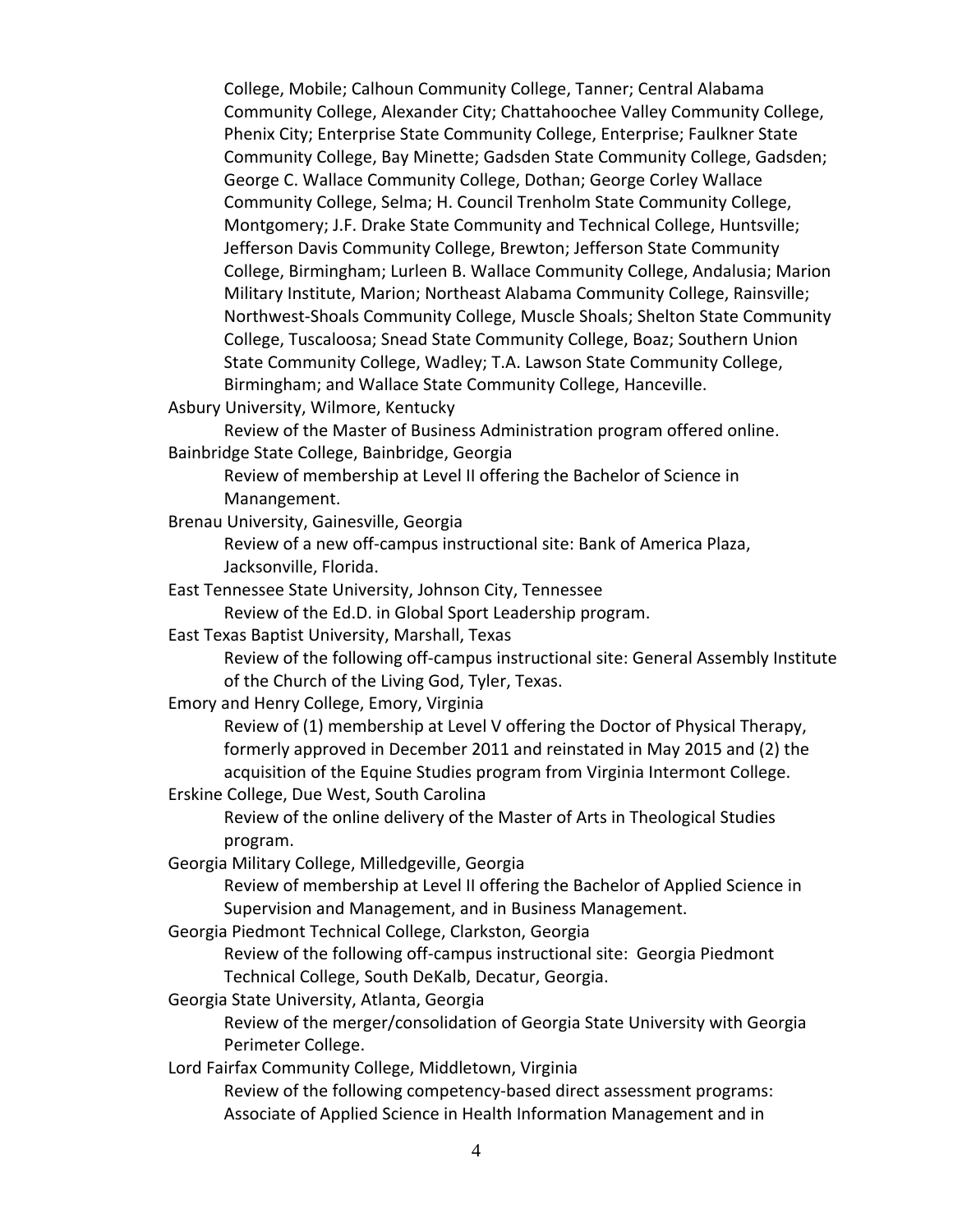College, Mobile; Calhoun Community College, Tanner; Central Alabama Community College, Alexander City; Chattahoochee Valley Community College, Phenix City; Enterprise State Community College, Enterprise; Faulkner State Community College, Bay Minette; Gadsden State Community College, Gadsden; George C. Wallace Community College, Dothan; George Corley Wallace Community College, Selma; H. Council Trenholm State Community College, Montgomery; J.F. Drake State Community and Technical College, Huntsville; Jefferson Davis Community College, Brewton; Jefferson State Community College, Birmingham; Lurleen B. Wallace Community College, Andalusia; Marion Military Institute, Marion; Northeast Alabama Community College, Rainsville; Northwest-Shoals Community College, Muscle Shoals; Shelton State Community College, Tuscaloosa; Snead State Community College, Boaz; Southern Union State Community College, Wadley; T.A. Lawson State Community College, Birmingham; and Wallace State Community College, Hanceville.

Asbury University, Wilmore, Kentucky

> Review of the Master of Business Administration program offered online.

Bainbridge State College, Bainbridge, Georgia

> Review of membership at Level II offering the Bachelor of Science in Manangement.

Brenau University, Gainesville, Georgia

> Review of a new off-campus instructional site: Bank of America Plaza, Jacksonville, Florida.

East Tennessee State University, Johnson City, Tennessee

> Review of the Ed.D. in Global Sport Leadership program.

East Texas Baptist University, Marshall, Texas

> Review of the following off-campus instructional site: General Assembly Institute of the Church of the Living God, Tyler, Texas.

Emory and Henry College, Emory, Virginia

> Review of (1) membership at Level V offering the Doctor of Physical Therapy, formerly approved in December 2011 and reinstated in May 2015 and (2) the acquisition of the Equine Studies program from Virginia Intermont College.

Erskine College, Due West, South Carolina

> Review of the online delivery of the Master of Arts in Theological Studies program.

Georgia Military College, Milledgeville, Georgia

> Review of membership at Level II offering the Bachelor of Applied Science in Supervision and Management, and in Business Management.

Georgia Piedmont Technical College, Clarkston, Georgia

> Review of the following off-campus instructional site: Georgia Piedmont Technical College, South DeKalb, Decatur, Georgia.

Georgia State University, Atlanta, Georgia

> Review of the merger/consolidation of Georgia State University with Georgia Perimeter College.

Lord Fairfax Community College, Middletown, Virginia

> Review of the following competency-based direct assessment programs: Associate of Applied Science in Health Information Management and in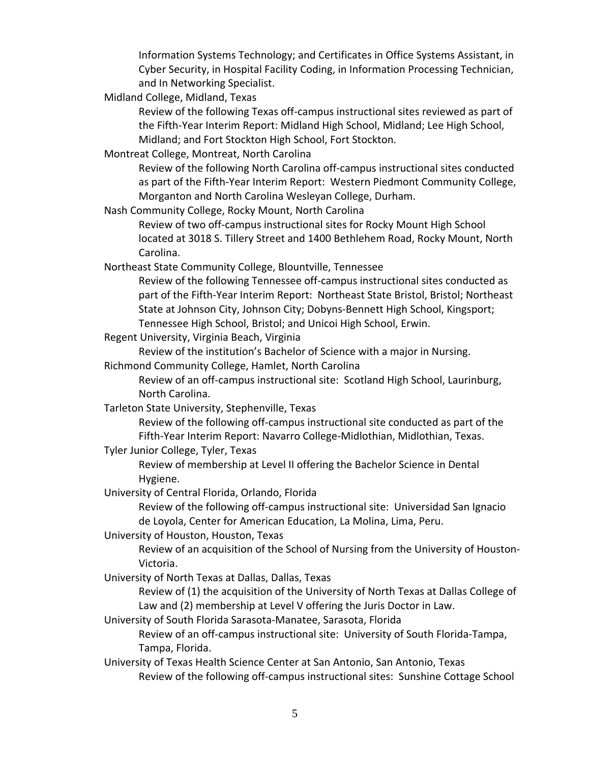Information Systems Technology; and Certificates in Office Systems Assistant, in Cyber Security, in Hospital Facility Coding, in Information Processing Technician, and In Networking Specialist.

Midland College, Midland, Texas

> Review of the following Texas off-campus instructional sites reviewed as part of the Fifth-Year Interim Report: Midland High School, Midland; Lee High School, Midland; and Fort Stockton High School, Fort Stockton.

Montreat College, Montreat, North Carolina

> Review of the following North Carolina off-campus instructional sites conducted as part of the Fifth-Year Interim Report: Western Piedmont Community College, Morganton and North Carolina Wesleyan College, Durham.

Nash Community College, Rocky Mount, North Carolina

> Review of two off-campus instructional sites for Rocky Mount High School located at 3018 S. Tillery Street and 1400 Bethlehem Road, Rocky Mount, North Carolina.

Northeast State Community College, Blountville, Tennessee

> Review of the following Tennessee off-campus instructional sites conducted as part of the Fifth-Year Interim Report: Northeast State Bristol, Bristol; Northeast State at Johnson City, Johnson City; Dobyns-Bennett High School, Kingsport; Tennessee High School, Bristol; and Unicoi High School, Erwin.

Regent University, Virginia Beach, Virginia

> Review of the institution's Bachelor of Science with a major in Nursing.

Richmond Community College, Hamlet, North Carolina

> Review of an off-campus instructional site: Scotland High School, Laurinburg, North Carolina.

Tarleton State University, Stephenville, Texas

> Review of the following off-campus instructional site conducted as part of the Fifth-Year Interim Report: Navarro College-Midlothian, Midlothian, Texas.

Tyler Junior College, Tyler, Texas

> Review of membership at Level II offering the Bachelor Science in Dental Hygiene.

University of Central Florida, Orlando, Florida

> Review of the following off-campus instructional site: Universidad San Ignacio de Loyola, Center for American Education, La Molina, Lima, Peru.

University of Houston, Houston, Texas

> Review of an acquisition of the School of Nursing from the University of Houston-Victoria.

University of North Texas at Dallas, Dallas, Texas

> Review of (1) the acquisition of the University of North Texas at Dallas College of Law and (2) membership at Level V offering the Juris Doctor in Law.

University of South Florida Sarasota-Manatee, Sarasota, Florida

> Review of an off-campus instructional site: University of South Florida-Tampa, Tampa, Florida.

University of Texas Health Science Center at San Antonio, San Antonio, Texas

> Review of the following off-campus instructional sites: Sunshine Cottage School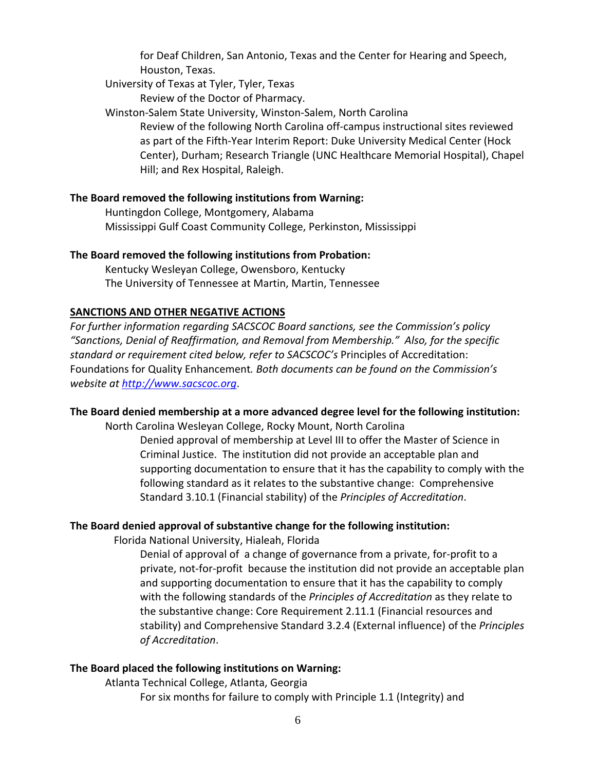for Deaf Children, San Antonio, Texas and the Center for Hearing and Speech, Houston, Texas.

University of Texas at Tyler, Tyler, Texas

Review of the Doctor of Pharmacy.

Winston-Salem State University, Winston-Salem, North Carolina

Review of the following North Carolina off-campus instructional sites reviewed as part of the Fifth-Year Interim Report: Duke University Medical Center (Hock Center), Durham; Research Triangle (UNC Healthcare Memorial Hospital), Chapel Hill; and Rex Hospital, Raleigh.

**The Board removed the following institutions from Warning:**

Huntingdon College, Montgomery, Alabama
Mississippi Gulf Coast Community College, Perkinston, Mississippi

**The Board removed the following institutions from Probation:**

Kentucky Wesleyan College, Owensboro, Kentucky
The University of Tennessee at Martin, Martin, Tennessee

**SANCTIONS AND OTHER NEGATIVE ACTIONS**

*For further information regarding SACSCOC Board sanctions, see the Commission's policy "Sanctions, Denial of Reaffirmation, and Removal from Membership." Also, for the specific standard or requirement cited below, refer to SACSCOC's* Principles of Accreditation: Foundations for Quality Enhancement*. Both documents can be found on the Commission's website at [http://www.sacscoc.org](http://www.sacscoc.org).*

**The Board denied membership at a more advanced degree level for the following institution:**

North Carolina Wesleyan College, Rocky Mount, North Carolina

Denied approval of membership at Level III to offer the Master of Science in Criminal Justice. The institution did not provide an acceptable plan and supporting documentation to ensure that it has the capability to comply with the following standard as it relates to the substantive change: Comprehensive Standard 3.10.1 (Financial stability) of the *Principles of Accreditation*.

**The Board denied approval of substantive change for the following institution:**

Florida National University, Hialeah, Florida

Denial of approval of a change of governance from a private, for-profit to a private, not-for-profit because the institution did not provide an acceptable plan and supporting documentation to ensure that it has the capability to comply with the following standards of the *Principles of Accreditation* as they relate to the substantive change: Core Requirement 2.11.1 (Financial resources and stability) and Comprehensive Standard 3.2.4 (External influence) of the *Principles of Accreditation*.

**The Board placed the following institutions on Warning:**

Atlanta Technical College, Atlanta, Georgia

For six months for failure to comply with Principle 1.1 (Integrity) and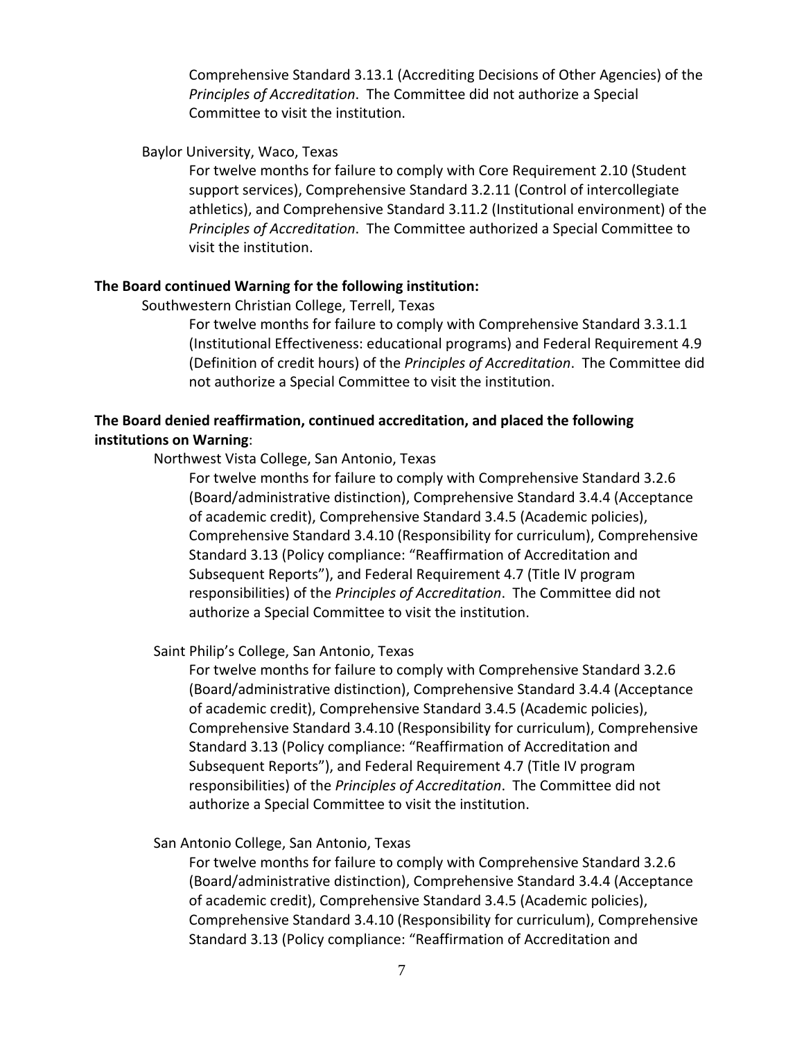Comprehensive Standard 3.13.1 (Accrediting Decisions of Other Agencies) of the *Principles of Accreditation*. The Committee did not authorize a Special Committee to visit the institution.

Baylor University, Waco, Texas

For twelve months for failure to comply with Core Requirement 2.10 (Student support services), Comprehensive Standard 3.2.11 (Control of intercollegiate athletics), and Comprehensive Standard 3.11.2 (Institutional environment) of the *Principles of Accreditation*. The Committee authorized a Special Committee to visit the institution.

**The Board continued Warning for the following institution:**

Southwestern Christian College, Terrell, Texas

For twelve months for failure to comply with Comprehensive Standard 3.3.1.1 (Institutional Effectiveness: educational programs) and Federal Requirement 4.9 (Definition of credit hours) of the *Principles of Accreditation*. The Committee did not authorize a Special Committee to visit the institution.

**The Board denied reaffirmation, continued accreditation, and placed the following institutions on Warning**:

Northwest Vista College, San Antonio, Texas

For twelve months for failure to comply with Comprehensive Standard 3.2.6 (Board/administrative distinction), Comprehensive Standard 3.4.4 (Acceptance of academic credit), Comprehensive Standard 3.4.5 (Academic policies), Comprehensive Standard 3.4.10 (Responsibility for curriculum), Comprehensive Standard 3.13 (Policy compliance: "Reaffirmation of Accreditation and Subsequent Reports"), and Federal Requirement 4.7 (Title IV program responsibilities) of the *Principles of Accreditation*. The Committee did not authorize a Special Committee to visit the institution.

Saint Philip's College, San Antonio, Texas

For twelve months for failure to comply with Comprehensive Standard 3.2.6 (Board/administrative distinction), Comprehensive Standard 3.4.4 (Acceptance of academic credit), Comprehensive Standard 3.4.5 (Academic policies), Comprehensive Standard 3.4.10 (Responsibility for curriculum), Comprehensive Standard 3.13 (Policy compliance: "Reaffirmation of Accreditation and Subsequent Reports"), and Federal Requirement 4.7 (Title IV program responsibilities) of the *Principles of Accreditation*. The Committee did not authorize a Special Committee to visit the institution.

San Antonio College, San Antonio, Texas

For twelve months for failure to comply with Comprehensive Standard 3.2.6 (Board/administrative distinction), Comprehensive Standard 3.4.4 (Acceptance of academic credit), Comprehensive Standard 3.4.5 (Academic policies), Comprehensive Standard 3.4.10 (Responsibility for curriculum), Comprehensive Standard 3.13 (Policy compliance: "Reaffirmation of Accreditation and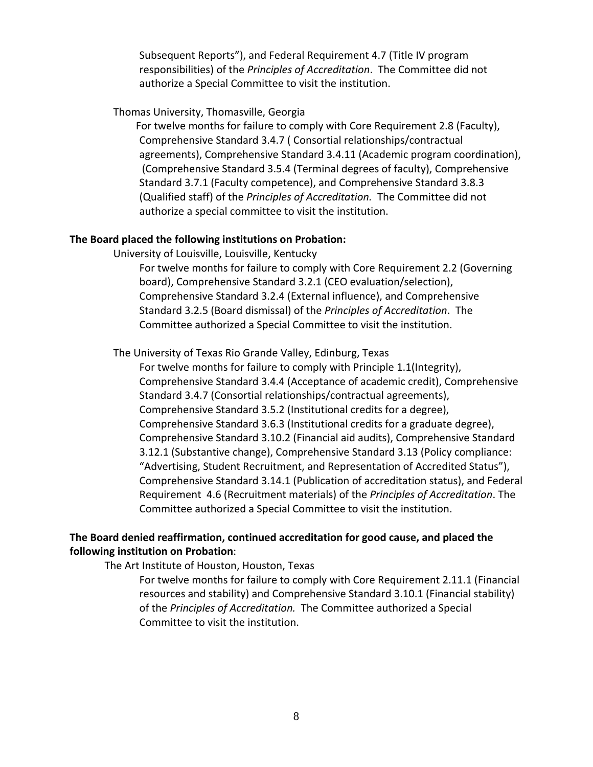Subsequent Reports"), and Federal Requirement 4.7 (Title IV program responsibilities) of the *Principles of Accreditation*. The Committee did not authorize a Special Committee to visit the institution.

Thomas University, Thomasville, Georgia

For twelve months for failure to comply with Core Requirement 2.8 (Faculty), Comprehensive Standard 3.4.7 ( Consortial relationships/contractual agreements), Comprehensive Standard 3.4.11 (Academic program coordination), (Comprehensive Standard 3.5.4 (Terminal degrees of faculty), Comprehensive Standard 3.7.1 (Faculty competence), and Comprehensive Standard 3.8.3 (Qualified staff) of the *Principles of Accreditation.* The Committee did not authorize a special committee to visit the institution.

**The Board placed the following institutions on Probation:**

University of Louisville, Louisville, Kentucky

For twelve months for failure to comply with Core Requirement 2.2 (Governing board), Comprehensive Standard 3.2.1 (CEO evaluation/selection), Comprehensive Standard 3.2.4 (External influence), and Comprehensive Standard 3.2.5 (Board dismissal) of the *Principles of Accreditation*. The Committee authorized a Special Committee to visit the institution.

The University of Texas Rio Grande Valley, Edinburg, Texas

For twelve months for failure to comply with Principle 1.1(Integrity), Comprehensive Standard 3.4.4 (Acceptance of academic credit), Comprehensive Standard 3.4.7 (Consortial relationships/contractual agreements), Comprehensive Standard 3.5.2 (Institutional credits for a degree), Comprehensive Standard 3.6.3 (Institutional credits for a graduate degree), Comprehensive Standard 3.10.2 (Financial aid audits), Comprehensive Standard 3.12.1 (Substantive change), Comprehensive Standard 3.13 (Policy compliance: "Advertising, Student Recruitment, and Representation of Accredited Status"), Comprehensive Standard 3.14.1 (Publication of accreditation status), and Federal Requirement 4.6 (Recruitment materials) of the *Principles of Accreditation*. The Committee authorized a Special Committee to visit the institution.

**The Board denied reaffirmation, continued accreditation for good cause, and placed the following institution on Probation**:

The Art Institute of Houston, Houston, Texas

For twelve months for failure to comply with Core Requirement 2.11.1 (Financial resources and stability) and Comprehensive Standard 3.10.1 (Financial stability) of the *Principles of Accreditation.* The Committee authorized a Special Committee to visit the institution.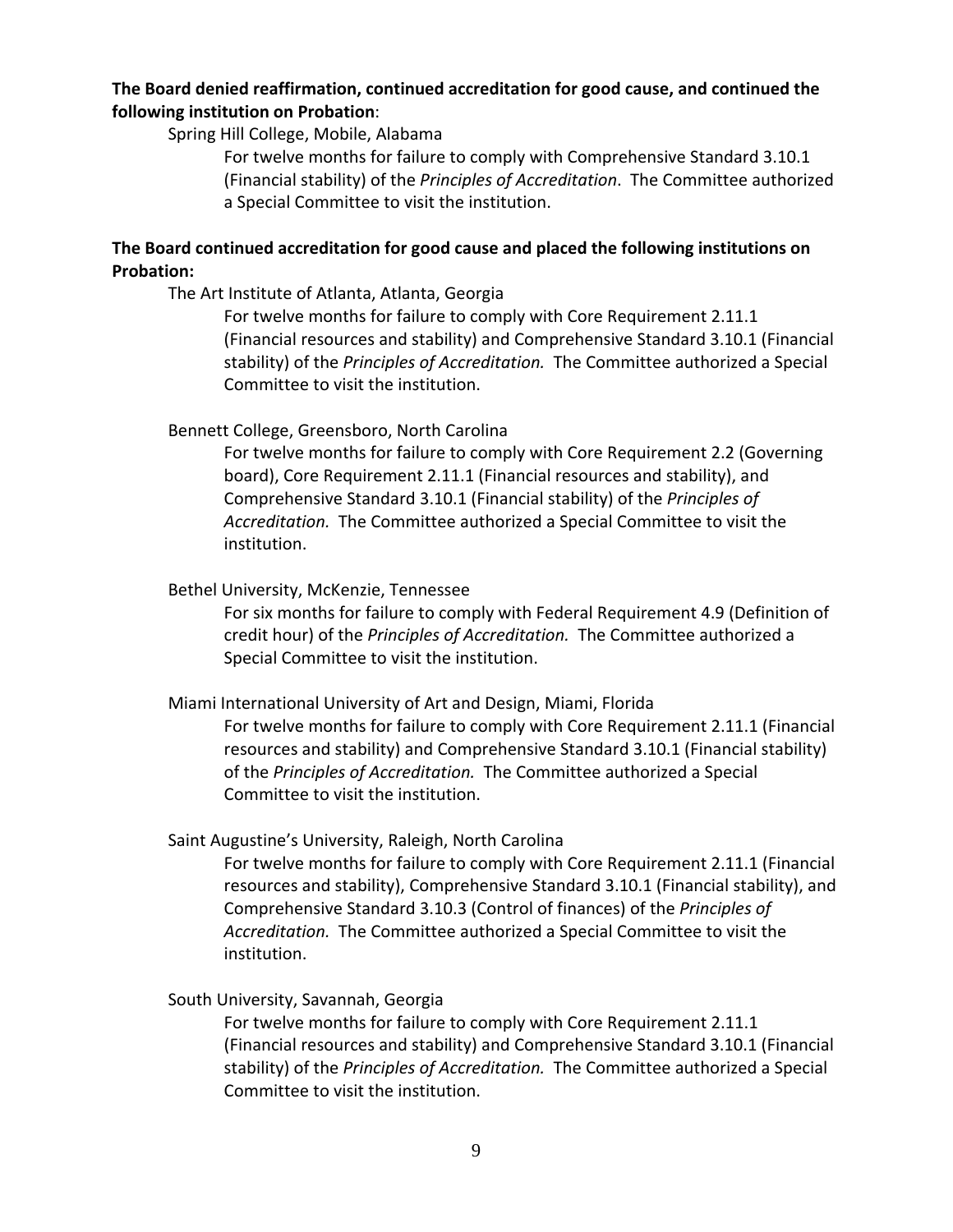**The Board denied reaffirmation, continued accreditation for good cause, and continued the following institution on Probation**:

Spring Hill College, Mobile, Alabama

For twelve months for failure to comply with Comprehensive Standard 3.10.1 (Financial stability) of the *Principles of Accreditation*. The Committee authorized a Special Committee to visit the institution.

**The Board continued accreditation for good cause and placed the following institutions on Probation:**

The Art Institute of Atlanta, Atlanta, Georgia

For twelve months for failure to comply with Core Requirement 2.11.1 (Financial resources and stability) and Comprehensive Standard 3.10.1 (Financial stability) of the *Principles of Accreditation.* The Committee authorized a Special Committee to visit the institution.

Bennett College, Greensboro, North Carolina

For twelve months for failure to comply with Core Requirement 2.2 (Governing board), Core Requirement 2.11.1 (Financial resources and stability), and Comprehensive Standard 3.10.1 (Financial stability) of the *Principles of Accreditation.* The Committee authorized a Special Committee to visit the institution.

Bethel University, McKenzie, Tennessee

For six months for failure to comply with Federal Requirement 4.9 (Definition of credit hour) of the *Principles of Accreditation.* The Committee authorized a Special Committee to visit the institution.

Miami International University of Art and Design, Miami, Florida

For twelve months for failure to comply with Core Requirement 2.11.1 (Financial resources and stability) and Comprehensive Standard 3.10.1 (Financial stability) of the *Principles of Accreditation.* The Committee authorized a Special Committee to visit the institution.

Saint Augustine's University, Raleigh, North Carolina

For twelve months for failure to comply with Core Requirement 2.11.1 (Financial resources and stability), Comprehensive Standard 3.10.1 (Financial stability), and Comprehensive Standard 3.10.3 (Control of finances) of the *Principles of Accreditation.* The Committee authorized a Special Committee to visit the institution.

South University, Savannah, Georgia

For twelve months for failure to comply with Core Requirement 2.11.1 (Financial resources and stability) and Comprehensive Standard 3.10.1 (Financial stability) of the *Principles of Accreditation.* The Committee authorized a Special Committee to visit the institution.